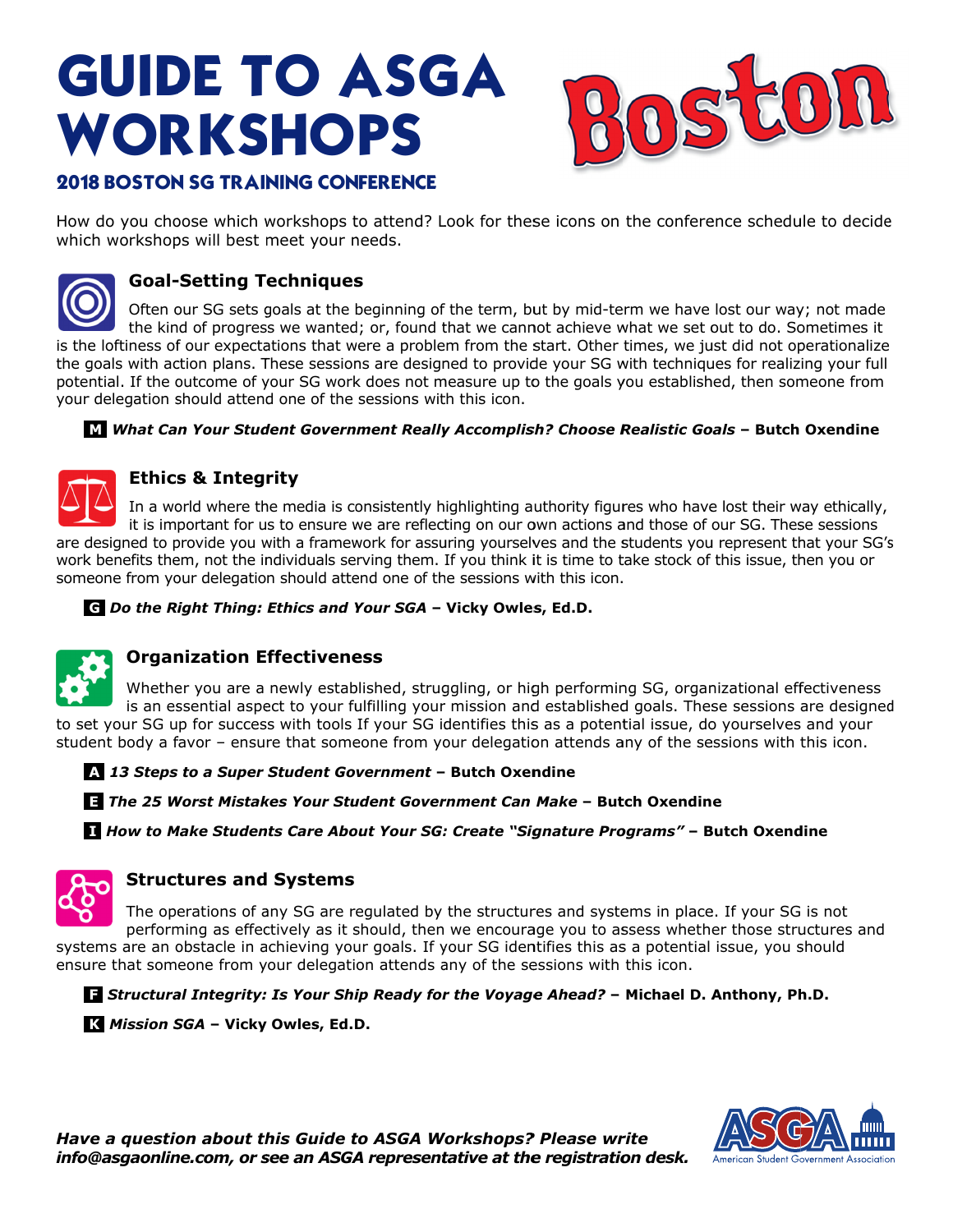# GUIDE TO ASGA WORKSHOPS

Boston

## 2018 BOSTON SG TRAINING CONFERENCE

How do you choose which workshops to attend? Look for these icons on the conference schedule to decide which workshops will best meet your needs.

### Goal-Setting Techniques

Often our SG sets goals at the beginning of the term, but by mid-term we have lost our way; not made the kind of progress we wanted; or, found that we cannot achieve what we set out to do. Sometimes it is the loftiness of our expectations that were a problem from the start. Other times, we just did not operationalize the goals with action plans. These sessions are designed to provide your SG with techniques for realizing your full potential. If the outcome of your SG work does not measure up to the goals you established, then someone from your delegation should attend one of the sessions with this icon.

- **M** ***What Can Your Student Government Really Accomplish? Choose Realistic Goals*** **– Butch Oxendine**

### Ethics & Integrity

In a world where the media is consistently highlighting authority figures who have lost their way ethically, it is important for us to ensure we are reflecting on our own actions and those of our SG. These sessions are designed to provide you with a framework for assuring yourselves and the students you represent that your SG's work benefits them, not the individuals serving them. If you think it is time to take stock of this issue, then you or someone from your delegation should attend one of the sessions with this icon.

- **G** ***Do the Right Thing: Ethics and Your SGA*** **– Vicky Owles, Ed.D.**

### Organization Effectiveness

Whether you are a newly established, struggling, or high performing SG, organizational effectiveness is an essential aspect to your fulfilling your mission and established goals. These sessions are designed to set your SG up for success with tools If your SG identifies this as a potential issue, do yourselves and your student body a favor – ensure that someone from your delegation attends any of the sessions with this icon.

- **A** ***13 Steps to a Super Student Government*** **– Butch Oxendine**
- **E** ***The 25 Worst Mistakes Your Student Government Can Make*** **– Butch Oxendine**
- **I** ***How to Make Students Care About Your SG: Create "Signature Programs"*** **– Butch Oxendine**

### Structures and Systems

The operations of any SG are regulated by the structures and systems in place. If your SG is not performing as effectively as it should, then we encourage you to assess whether those structures and systems are an obstacle in achieving your goals. If your SG identifies this as a potential issue, you should ensure that someone from your delegation attends any of the sessions with this icon.

- **F** ***Structural Integrity: Is Your Ship Ready for the Voyage Ahead?*** **– Michael D. Anthony, Ph.D.**
- **K** ***Mission SGA*** **– Vicky Owles, Ed.D.**

***Have a question about this Guide to ASGA Workshops? Please write info@asgaonline.com, or see an ASGA representative at the registration desk.***

ASGA – American Student Government Association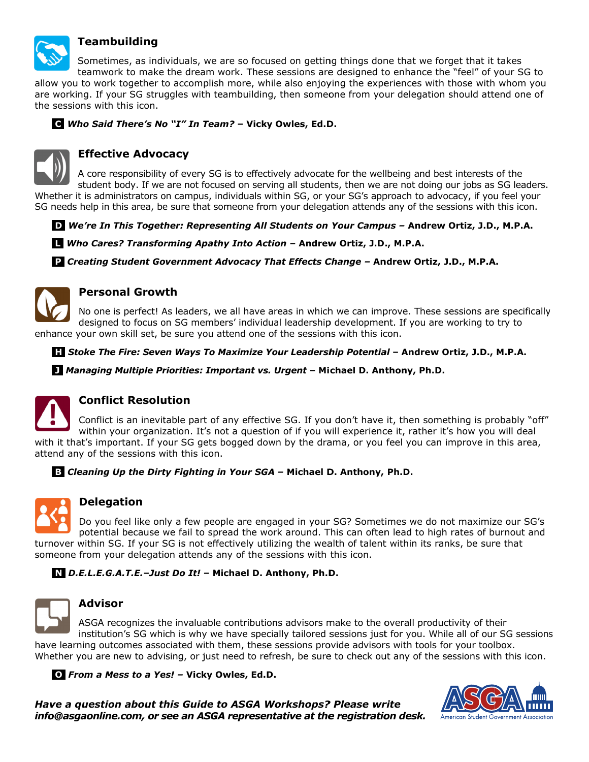## Teambuilding

Sometimes, as individuals, we are so focused on getting things done that we forget that it takes teamwork to make the dream work. These sessions are designed to enhance the "feel" of your SG to allow you to work together to accomplish more, while also enjoying the experiences with those with whom you are working. If your SG struggles with teambuilding, then someone from your delegation should attend one of the sessions with this icon.

**C** ***Who Said There's No "I" In Team?*** **– Vicky Owles, Ed.D.**

## Effective Advocacy

A core responsibility of every SG is to effectively advocate for the wellbeing and best interests of the student body. If we are not focused on serving all students, then we are not doing our jobs as SG leaders. Whether it is administrators on campus, individuals within SG, or your SG's approach to advocacy, if you feel your SG needs help in this area, be sure that someone from your delegation attends any of the sessions with this icon.

**D** ***We're In This Together: Representing All Students on Your Campus*** **– Andrew Ortiz, J.D., M.P.A.**

**L** ***Who Cares? Transforming Apathy Into Action*** **– Andrew Ortiz, J.D., M.P.A.**

**P** ***Creating Student Government Advocacy That Effects Change*** **– Andrew Ortiz, J.D., M.P.A.**

## Personal Growth

No one is perfect! As leaders, we all have areas in which we can improve. These sessions are specifically designed to focus on SG members' individual leadership development. If you are working to try to enhance your own skill set, be sure you attend one of the sessions with this icon.

**H** ***Stoke The Fire: Seven Ways To Maximize Your Leadership Potential*** **– Andrew Ortiz, J.D., M.P.A.**

**J** ***Managing Multiple Priorities: Important vs. Urgent*** **– Michael D. Anthony, Ph.D.**

## Conflict Resolution

Conflict is an inevitable part of any effective SG. If you don't have it, then something is probably "off" within your organization. It's not a question of if you will experience it, rather it's how you will deal with it that's important. If your SG gets bogged down by the drama, or you feel you can improve in this area, attend any of the sessions with this icon.

**B** ***Cleaning Up the Dirty Fighting in Your SGA*** **– Michael D. Anthony, Ph.D.**

## Delegation

Do you feel like only a few people are engaged in your SG? Sometimes we do not maximize our SG's potential because we fail to spread the work around. This can often lead to high rates of burnout and turnover within SG. If your SG is not effectively utilizing the wealth of talent within its ranks, be sure that someone from your delegation attends any of the sessions with this icon.

**N** ***D.E.L.E.G.A.T.E.–Just Do It!*** **– Michael D. Anthony, Ph.D.**

## Advisor

ASGA recognizes the invaluable contributions advisors make to the overall productivity of their institution's SG which is why we have specially tailored sessions just for you. While all of our SG sessions have learning outcomes associated with them, these sessions provide advisors with tools for your toolbox. Whether you are new to advising, or just need to refresh, be sure to check out any of the sessions with this icon.

**O** ***From a Mess to a Yes!*** **– Vicky Owles, Ed.D.**

***Have a question about this Guide to ASGA Workshops? Please write info@asgaonline.com, or see an ASGA representative at the registration desk.***

ASGA American Student Government Association